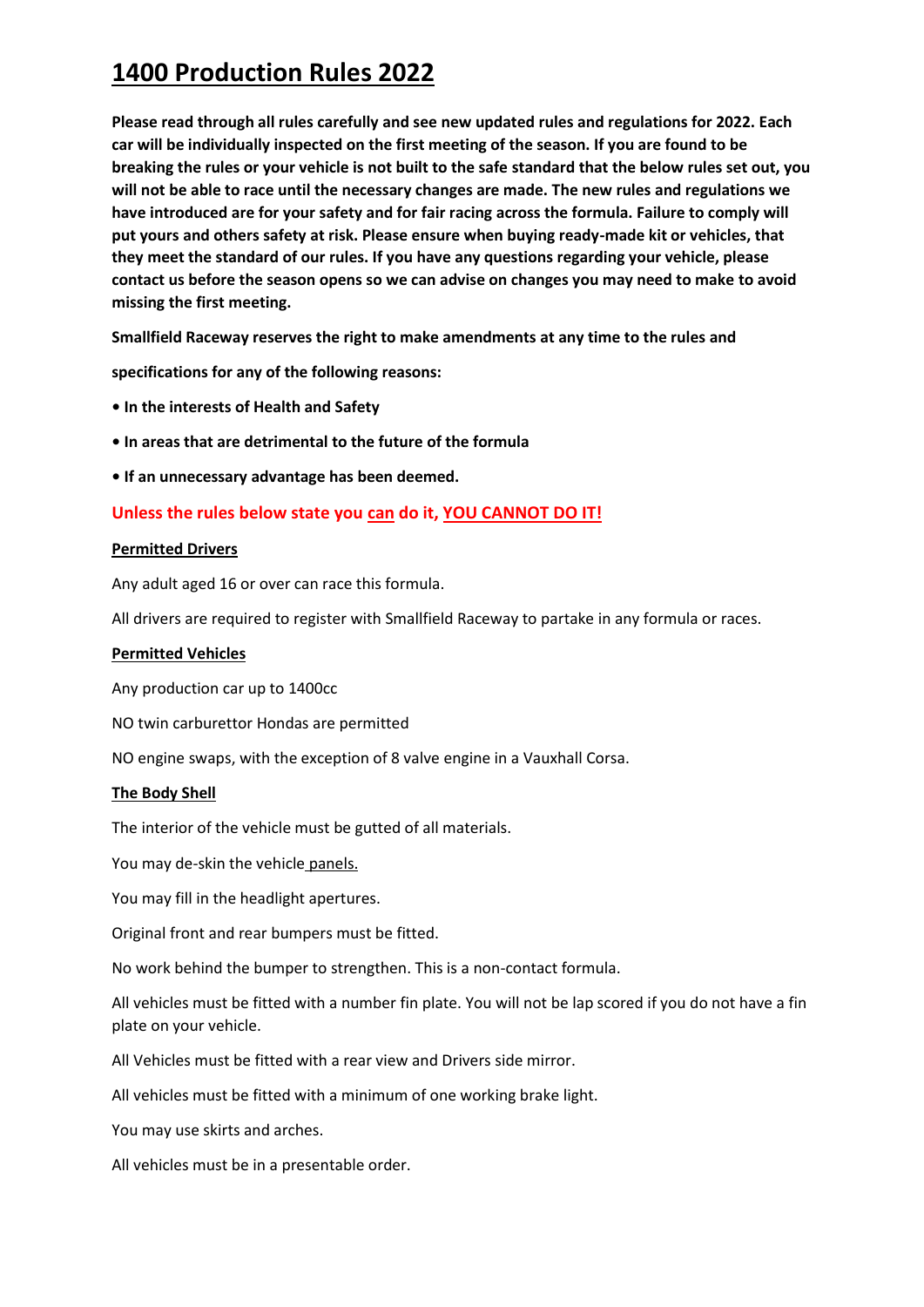# 1400 Production Rules 2022

**Please read through all rules carefully and see new updated rules and regulations for 2022. Each car will be individually inspected on the first meeting of the season. If you are found to be breaking the rules or your vehicle is not built to the safe standard that the below rules set out, you will not be able to race until the necessary changes are made. The new rules and regulations we have introduced are for your safety and for fair racing across the formula. Failure to comply will put yours and others safety at risk. Please ensure when buying ready-made kit or vehicles, that they meet the standard of our rules. If you have any questions regarding your vehicle, please contact us before the season opens so we can advise on changes you may need to make to avoid missing the first meeting.**

**Smallfield Raceway reserves the right to make amendments at any time to the rules and**

**specifications for any of the following reasons:**

- **In the interests of Health and Safety**
- **In areas that are detrimental to the future of the formula**
- **If an unnecessary advantage has been deemed.**

**Unless the rules below state you can do it, YOU CANNOT DO IT!**

### Permitted Drivers

Any adult aged 16 or over can race this formula.

All drivers are required to register with Smallfield Raceway to partake in any formula or races.

### Permitted Vehicles

Any production car up to 1400cc

NO twin carburettor Hondas are permitted

NO engine swaps, with the exception of 8 valve engine in a Vauxhall Corsa.

### The Body Shell

The interior of the vehicle must be gutted of all materials.

You may de-skin the vehicle panels.

You may fill in the headlight apertures.

Original front and rear bumpers must be fitted.

No work behind the bumper to strengthen. This is a non-contact formula.

All vehicles must be fitted with a number fin plate. You will not be lap scored if you do not have a fin plate on your vehicle.

All Vehicles must be fitted with a rear view and Drivers side mirror.

All vehicles must be fitted with a minimum of one working brake light.

You may use skirts and arches.

All vehicles must be in a presentable order.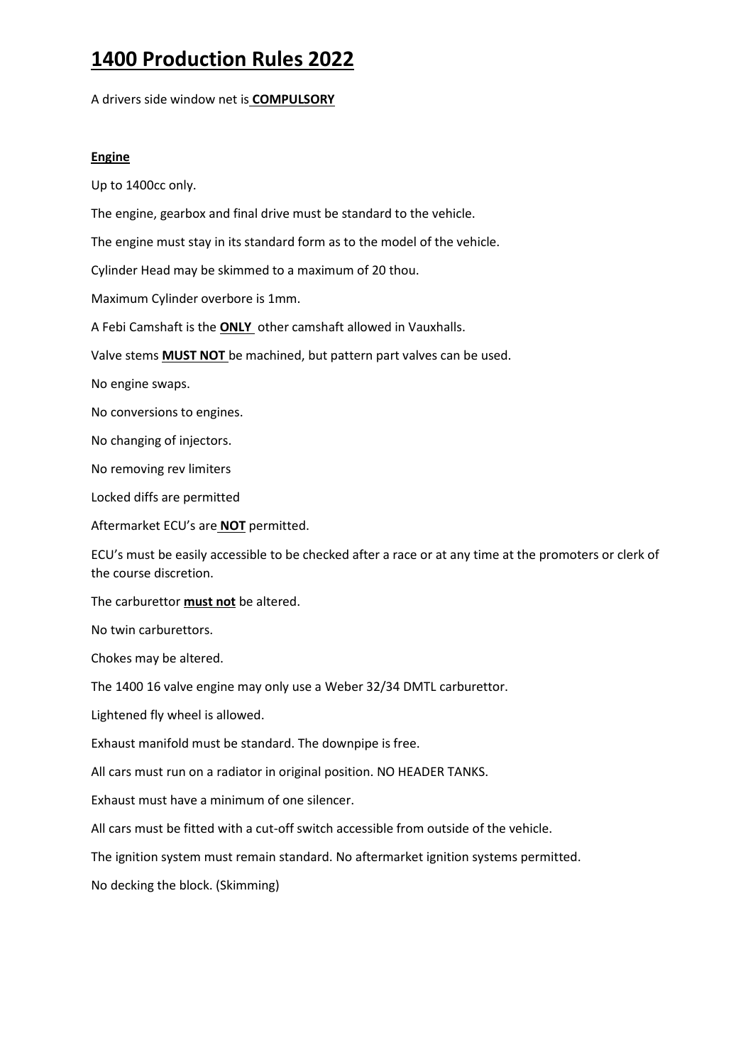# 1400 Production Rules 2022

A drivers side window net is **COMPULSORY**

**Engine**

Up to 1400cc only.

The engine, gearbox and final drive must be standard to the vehicle.

The engine must stay in its standard form as to the model of the vehicle.

Cylinder Head may be skimmed to a maximum of 20 thou.

Maximum Cylinder overbore is 1mm.

A Febi Camshaft is the **ONLY** other camshaft allowed in Vauxhalls.

Valve stems **MUST NOT** be machined, but pattern part valves can be used.

No engine swaps.

No conversions to engines.

No changing of injectors.

No removing rev limiters

Locked diffs are permitted

Aftermarket ECU's are **NOT** permitted.

ECU's must be easily accessible to be checked after a race or at any time at the promoters or clerk of the course discretion.

The carburettor **must not** be altered.

No twin carburettors.

Chokes may be altered.

The 1400 16 valve engine may only use a Weber 32/34 DMTL carburettor.

Lightened fly wheel is allowed.

Exhaust manifold must be standard. The downpipe is free.

All cars must run on a radiator in original position. NO HEADER TANKS.

Exhaust must have a minimum of one silencer.

All cars must be fitted with a cut-off switch accessible from outside of the vehicle.

The ignition system must remain standard. No aftermarket ignition systems permitted.

No decking the block. (Skimming)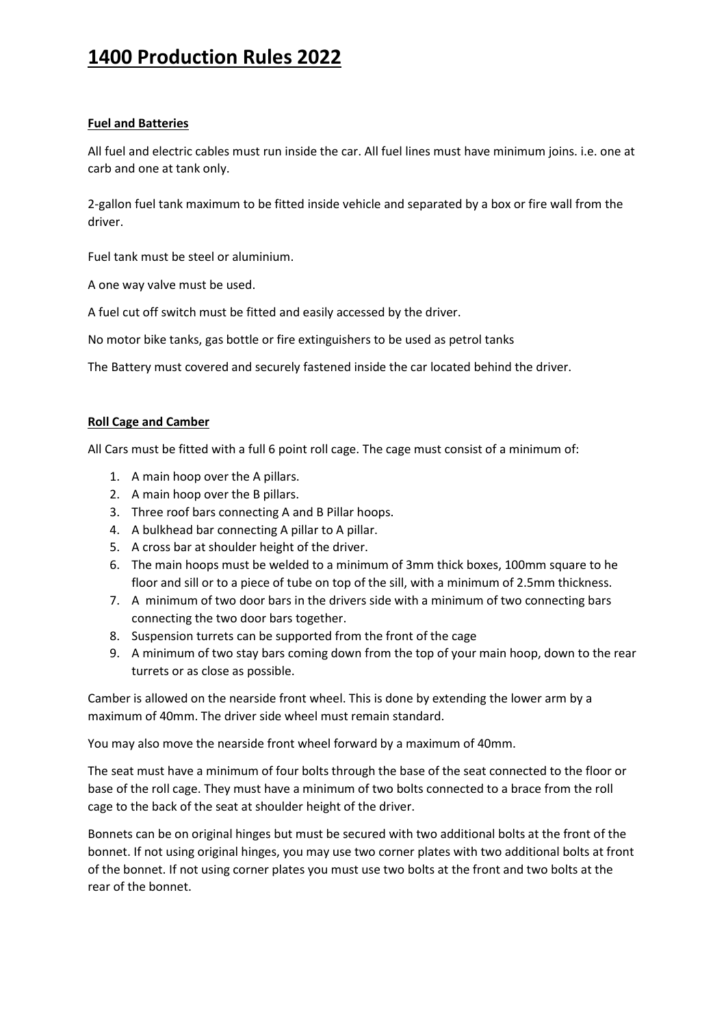# 1400 Production Rules 2022

**Fuel and Batteries**

All fuel and electric cables must run inside the car. All fuel lines must have minimum joins. i.e. one at carb and one at tank only.

2-gallon fuel tank maximum to be fitted inside vehicle and separated by a box or fire wall from the driver.

Fuel tank must be steel or aluminium.

A one way valve must be used.

A fuel cut off switch must be fitted and easily accessed by the driver.

No motor bike tanks, gas bottle or fire extinguishers to be used as petrol tanks

The Battery must covered and securely fastened inside the car located behind the driver.

**Roll Cage and Camber**

All Cars must be fitted with a full 6 point roll cage. The cage must consist of a minimum of:

1. A main hoop over the A pillars.
2. A main hoop over the B pillars.
3. Three roof bars connecting A and B Pillar hoops.
4. A bulkhead bar connecting A pillar to A pillar.
5. A cross bar at shoulder height of the driver.
6. The main hoops must be welded to a minimum of 3mm thick boxes, 100mm square to he floor and sill or to a piece of tube on top of the sill, with a minimum of 2.5mm thickness.
7. A minimum of two door bars in the drivers side with a minimum of two connecting bars connecting the two door bars together.
8. Suspension turrets can be supported from the front of the cage
9. A minimum of two stay bars coming down from the top of your main hoop, down to the rear turrets or as close as possible.

Camber is allowed on the nearside front wheel. This is done by extending the lower arm by a maximum of 40mm. The driver side wheel must remain standard.

You may also move the nearside front wheel forward by a maximum of 40mm.

The seat must have a minimum of four bolts through the base of the seat connected to the floor or base of the roll cage. They must have a minimum of two bolts connected to a brace from the roll cage to the back of the seat at shoulder height of the driver.

Bonnets can be on original hinges but must be secured with two additional bolts at the front of the bonnet. If not using original hinges, you may use two corner plates with two additional bolts at front of the bonnet. If not using corner plates you must use two bolts at the front and two bolts at the rear of the bonnet.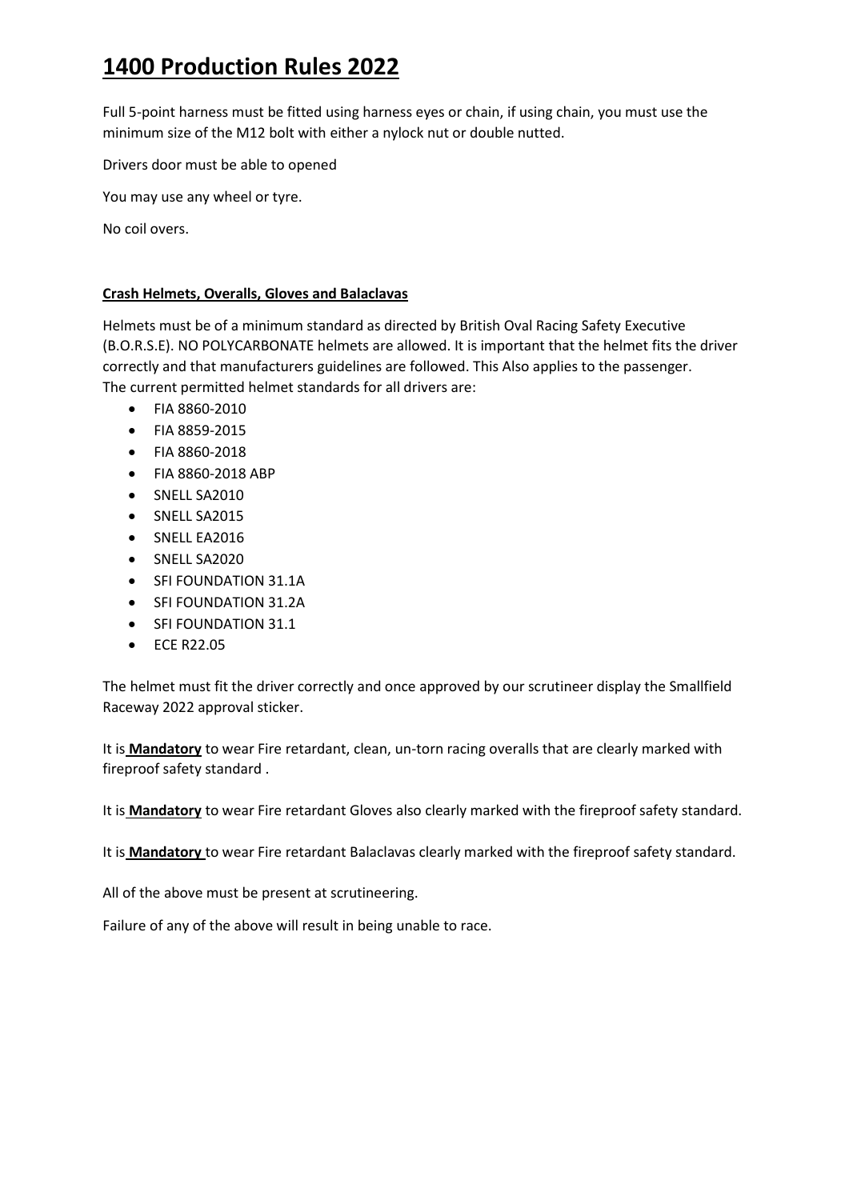# 1400 Production Rules 2022

Full 5-point harness must be fitted using harness eyes or chain, if using chain, you must use the minimum size of the M12 bolt with either a nylock nut or double nutted.

Drivers door must be able to opened

You may use any wheel or tyre.

No coil overs.

## Crash Helmets, Overalls, Gloves and Balaclavas

Helmets must be of a minimum standard as directed by British Oval Racing Safety Executive (B.O.R.S.E). NO POLYCARBONATE helmets are allowed. It is important that the helmet fits the driver correctly and that manufacturers guidelines are followed. This Also applies to the passenger.
The current permitted helmet standards for all drivers are:

- FIA 8860-2010
- FIA 8859-2015
- FIA 8860-2018
- FIA 8860-2018 ABP
- SNELL SA2010
- SNELL SA2015
- SNELL EA2016
- SNELL SA2020
- SFI FOUNDATION 31.1A
- SFI FOUNDATION 31.2A
- SFI FOUNDATION 31.1
- ECE R22.05

The helmet must fit the driver correctly and once approved by our scrutineer display the Smallfield Raceway 2022 approval sticker.

It is **Mandatory** to wear Fire retardant, clean, un-torn racing overalls that are clearly marked with fireproof safety standard .

It is **Mandatory** to wear Fire retardant Gloves also clearly marked with the fireproof safety standard.

It is **Mandatory** to wear Fire retardant Balaclavas clearly marked with the fireproof safety standard.

All of the above must be present at scrutineering.

Failure of any of the above will result in being unable to race.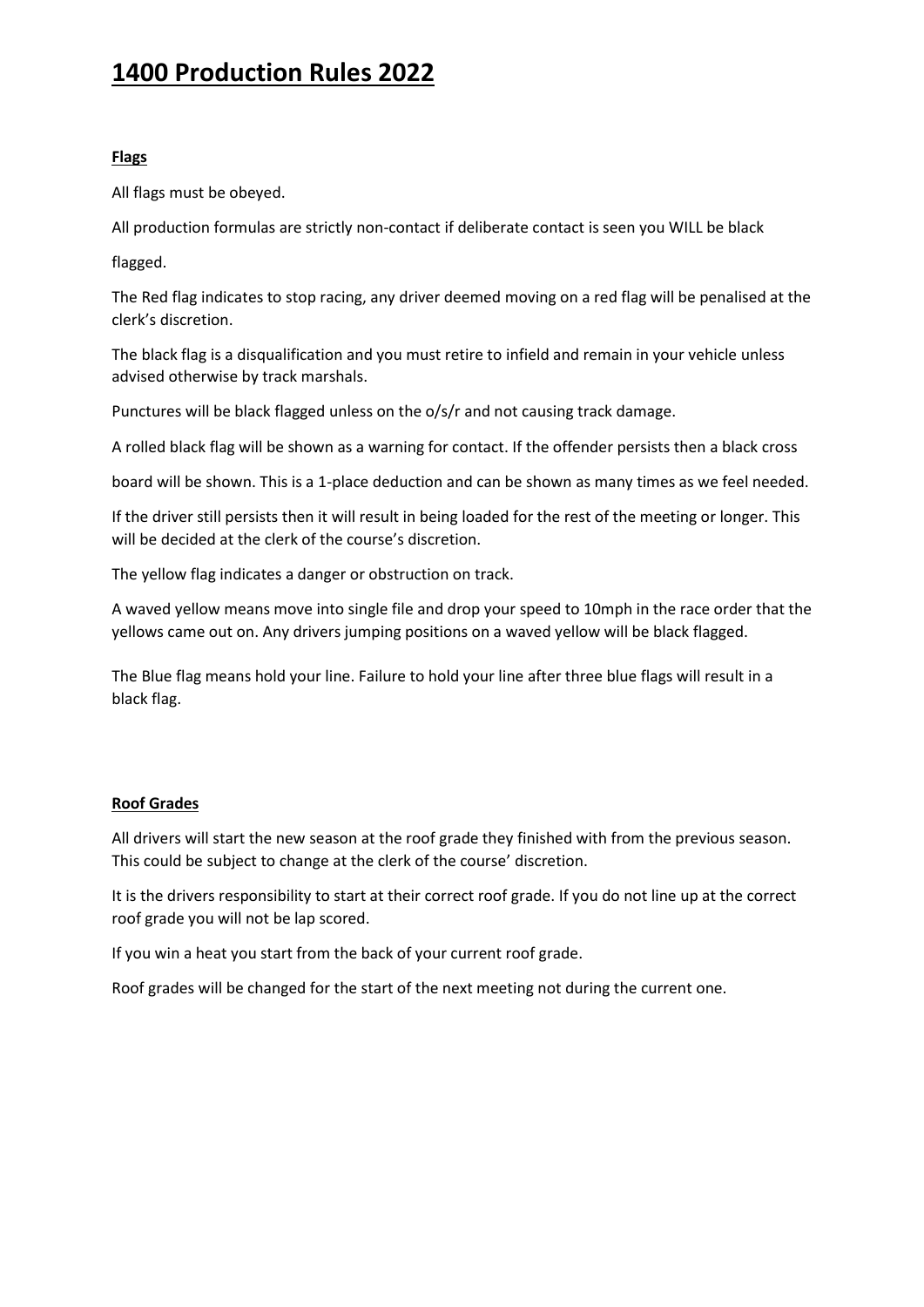# 1400 Production Rules 2022

**Flags**

All flags must be obeyed.

All production formulas are strictly non-contact if deliberate contact is seen you WILL be black flagged.

The Red flag indicates to stop racing, any driver deemed moving on a red flag will be penalised at the clerk's discretion.

The black flag is a disqualification and you must retire to infield and remain in your vehicle unless advised otherwise by track marshals.

Punctures will be black flagged unless on the o/s/r and not causing track damage.

A rolled black flag will be shown as a warning for contact. If the offender persists then a black cross board will be shown. This is a 1-place deduction and can be shown as many times as we feel needed.

If the driver still persists then it will result in being loaded for the rest of the meeting or longer. This will be decided at the clerk of the course's discretion.

The yellow flag indicates a danger or obstruction on track.

A waved yellow means move into single file and drop your speed to 10mph in the race order that the yellows came out on. Any drivers jumping positions on a waved yellow will be black flagged.

The Blue flag means hold your line. Failure to hold your line after three blue flags will result in a black flag.

**Roof Grades**

All drivers will start the new season at the roof grade they finished with from the previous season. This could be subject to change at the clerk of the course' discretion.

It is the drivers responsibility to start at their correct roof grade. If you do not line up at the correct roof grade you will not be lap scored.

If you win a heat you start from the back of your current roof grade.

Roof grades will be changed for the start of the next meeting not during the current one.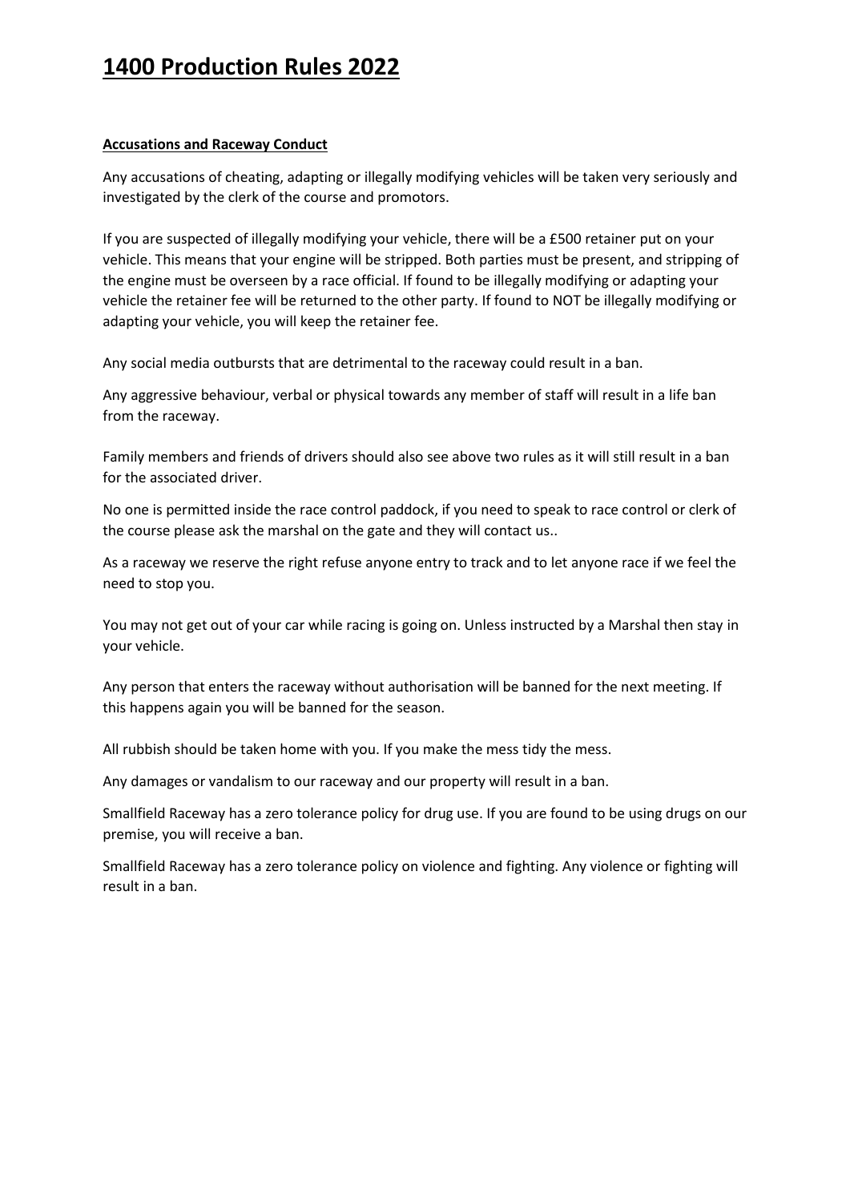# 1400 Production Rules 2022

**Accusations and Raceway Conduct**

Any accusations of cheating, adapting or illegally modifying vehicles will be taken very seriously and investigated by the clerk of the course and promotors.

If you are suspected of illegally modifying your vehicle, there will be a £500 retainer put on your vehicle. This means that your engine will be stripped. Both parties must be present, and stripping of the engine must be overseen by a race official. If found to be illegally modifying or adapting your vehicle the retainer fee will be returned to the other party. If found to NOT be illegally modifying or adapting your vehicle, you will keep the retainer fee.

Any social media outbursts that are detrimental to the raceway could result in a ban.

Any aggressive behaviour, verbal or physical towards any member of staff will result in a life ban from the raceway.

Family members and friends of drivers should also see above two rules as it will still result in a ban for the associated driver.

No one is permitted inside the race control paddock, if you need to speak to race control or clerk of the course please ask the marshal on the gate and they will contact us..

As a raceway we reserve the right refuse anyone entry to track and to let anyone race if we feel the need to stop you.

You may not get out of your car while racing is going on. Unless instructed by a Marshal then stay in your vehicle.

Any person that enters the raceway without authorisation will be banned for the next meeting. If this happens again you will be banned for the season.

All rubbish should be taken home with you. If you make the mess tidy the mess.

Any damages or vandalism to our raceway and our property will result in a ban.

Smallfield Raceway has a zero tolerance policy for drug use. If you are found to be using drugs on our premise, you will receive a ban.

Smallfield Raceway has a zero tolerance policy on violence and fighting. Any violence or fighting will result in a ban.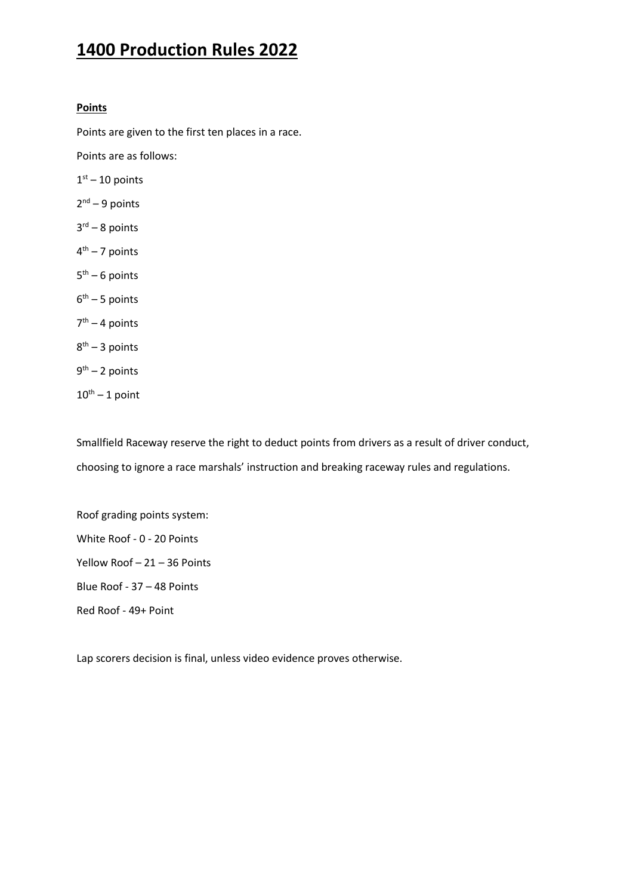# 1400 Production Rules 2022

**Points**

Points are given to the first ten places in a race.

Points are as follows:

1st – 10 points

2nd – 9 points

3rd – 8 points

4th – 7 points

5th – 6 points

6th – 5 points

7th – 4 points

8th – 3 points

9th – 2 points

10th – 1 point

Smallfield Raceway reserve the right to deduct points from drivers as a result of driver conduct, choosing to ignore a race marshals' instruction and breaking raceway rules and regulations.

Roof grading points system:

White Roof - 0 - 20 Points

Yellow Roof – 21 – 36 Points

Blue Roof - 37 – 48 Points

Red Roof - 49+ Point

Lap scorers decision is final, unless video evidence proves otherwise.